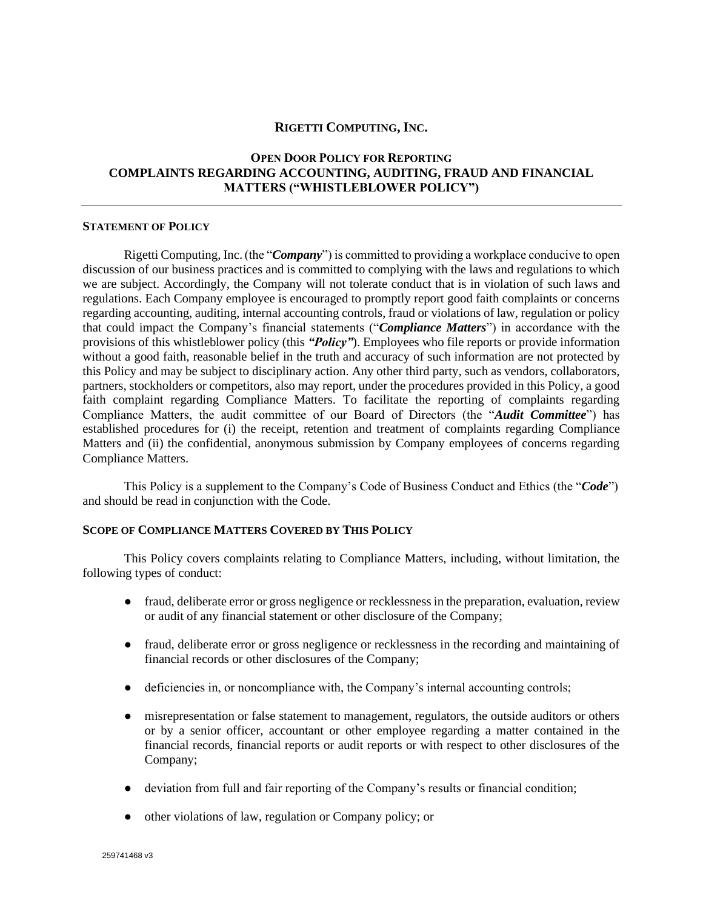# RIGETTI COMPUTING, INC.

## OPEN DOOR POLICY FOR REPORTING COMPLAINTS REGARDING ACCOUNTING, AUDITING, FRAUD AND FINANCIAL MATTERS ("WHISTLEBLOWER POLICY")

---

### STATEMENT OF POLICY

Rigetti Computing, Inc. (the "***Company***") is committed to providing a workplace conducive to open discussion of our business practices and is committed to complying with the laws and regulations to which we are subject. Accordingly, the Company will not tolerate conduct that is in violation of such laws and regulations. Each Company employee is encouraged to promptly report good faith complaints or concerns regarding accounting, auditing, internal accounting controls, fraud or violations of law, regulation or policy that could impact the Company's financial statements ("***Compliance Matters***") in accordance with the provisions of this whistleblower policy (this ***"Policy"***). Employees who file reports or provide information without a good faith, reasonable belief in the truth and accuracy of such information are not protected by this Policy and may be subject to disciplinary action. Any other third party, such as vendors, collaborators, partners, stockholders or competitors, also may report, under the procedures provided in this Policy, a good faith complaint regarding Compliance Matters. To facilitate the reporting of complaints regarding Compliance Matters, the audit committee of our Board of Directors (the "***Audit Committee***") has established procedures for (i) the receipt, retention and treatment of complaints regarding Compliance Matters and (ii) the confidential, anonymous submission by Company employees of concerns regarding Compliance Matters.

This Policy is a supplement to the Company's Code of Business Conduct and Ethics (the "***Code***") and should be read in conjunction with the Code.

### SCOPE OF COMPLIANCE MATTERS COVERED BY THIS POLICY

This Policy covers complaints relating to Compliance Matters, including, without limitation, the following types of conduct:

- fraud, deliberate error or gross negligence or recklessness in the preparation, evaluation, review or audit of any financial statement or other disclosure of the Company;
- fraud, deliberate error or gross negligence or recklessness in the recording and maintaining of financial records or other disclosures of the Company;
- deficiencies in, or noncompliance with, the Company's internal accounting controls;
- misrepresentation or false statement to management, regulators, the outside auditors or others or by a senior officer, accountant or other employee regarding a matter contained in the financial records, financial reports or audit reports or with respect to other disclosures of the Company;
- deviation from full and fair reporting of the Company's results or financial condition;
- other violations of law, regulation or Company policy; or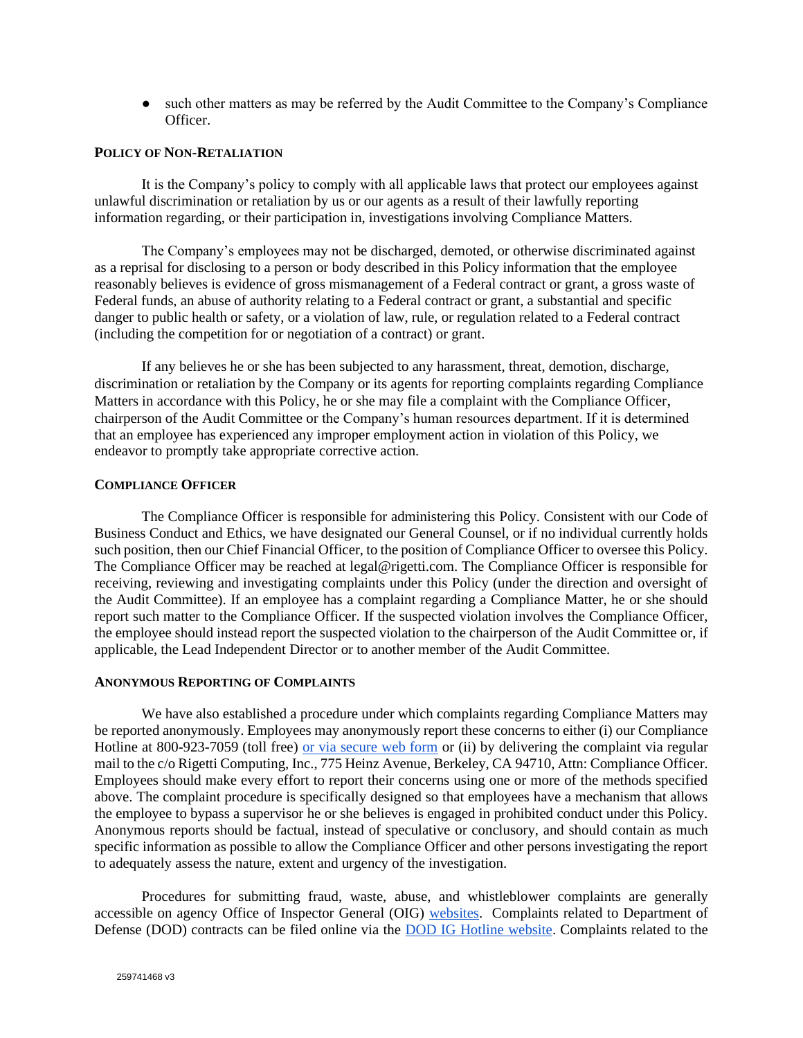- such other matters as may be referred by the Audit Committee to the Company's Compliance Officer.

## POLICY OF NON-RETALIATION

It is the Company's policy to comply with all applicable laws that protect our employees against unlawful discrimination or retaliation by us or our agents as a result of their lawfully reporting information regarding, or their participation in, investigations involving Compliance Matters.

The Company's employees may not be discharged, demoted, or otherwise discriminated against as a reprisal for disclosing to a person or body described in this Policy information that the employee reasonably believes is evidence of gross mismanagement of a Federal contract or grant, a gross waste of Federal funds, an abuse of authority relating to a Federal contract or grant, a substantial and specific danger to public health or safety, or a violation of law, rule, or regulation related to a Federal contract (including the competition for or negotiation of a contract) or grant.

If any believes he or she has been subjected to any harassment, threat, demotion, discharge, discrimination or retaliation by the Company or its agents for reporting complaints regarding Compliance Matters in accordance with this Policy, he or she may file a complaint with the Compliance Officer, chairperson of the Audit Committee or the Company's human resources department. If it is determined that an employee has experienced any improper employment action in violation of this Policy, we endeavor to promptly take appropriate corrective action.

## COMPLIANCE OFFICER

The Compliance Officer is responsible for administering this Policy. Consistent with our Code of Business Conduct and Ethics, we have designated our General Counsel, or if no individual currently holds such position, then our Chief Financial Officer, to the position of Compliance Officer to oversee this Policy. The Compliance Officer may be reached at legal@rigetti.com. The Compliance Officer is responsible for receiving, reviewing and investigating complaints under this Policy (under the direction and oversight of the Audit Committee). If an employee has a complaint regarding a Compliance Matter, he or she should report such matter to the Compliance Officer. If the suspected violation involves the Compliance Officer, the employee should instead report the suspected violation to the chairperson of the Audit Committee or, if applicable, the Lead Independent Director or to another member of the Audit Committee.

## ANONYMOUS REPORTING OF COMPLAINTS

We have also established a procedure under which complaints regarding Compliance Matters may be reported anonymously. Employees may anonymously report these concerns to either (i) our Compliance Hotline at 800-923-7059 (toll free) or via secure web form or (ii) by delivering the complaint via regular mail to the c/o Rigetti Computing, Inc., 775 Heinz Avenue, Berkeley, CA 94710, Attn: Compliance Officer. Employees should make every effort to report their concerns using one or more of the methods specified above. The complaint procedure is specifically designed so that employees have a mechanism that allows the employee to bypass a supervisor he or she believes is engaged in prohibited conduct under this Policy. Anonymous reports should be factual, instead of speculative or conclusory, and should contain as much specific information as possible to allow the Compliance Officer and other persons investigating the report to adequately assess the nature, extent and urgency of the investigation.

Procedures for submitting fraud, waste, abuse, and whistleblower complaints are generally accessible on agency Office of Inspector General (OIG) websites. Complaints related to Department of Defense (DOD) contracts can be filed online via the DOD IG Hotline website. Complaints related to the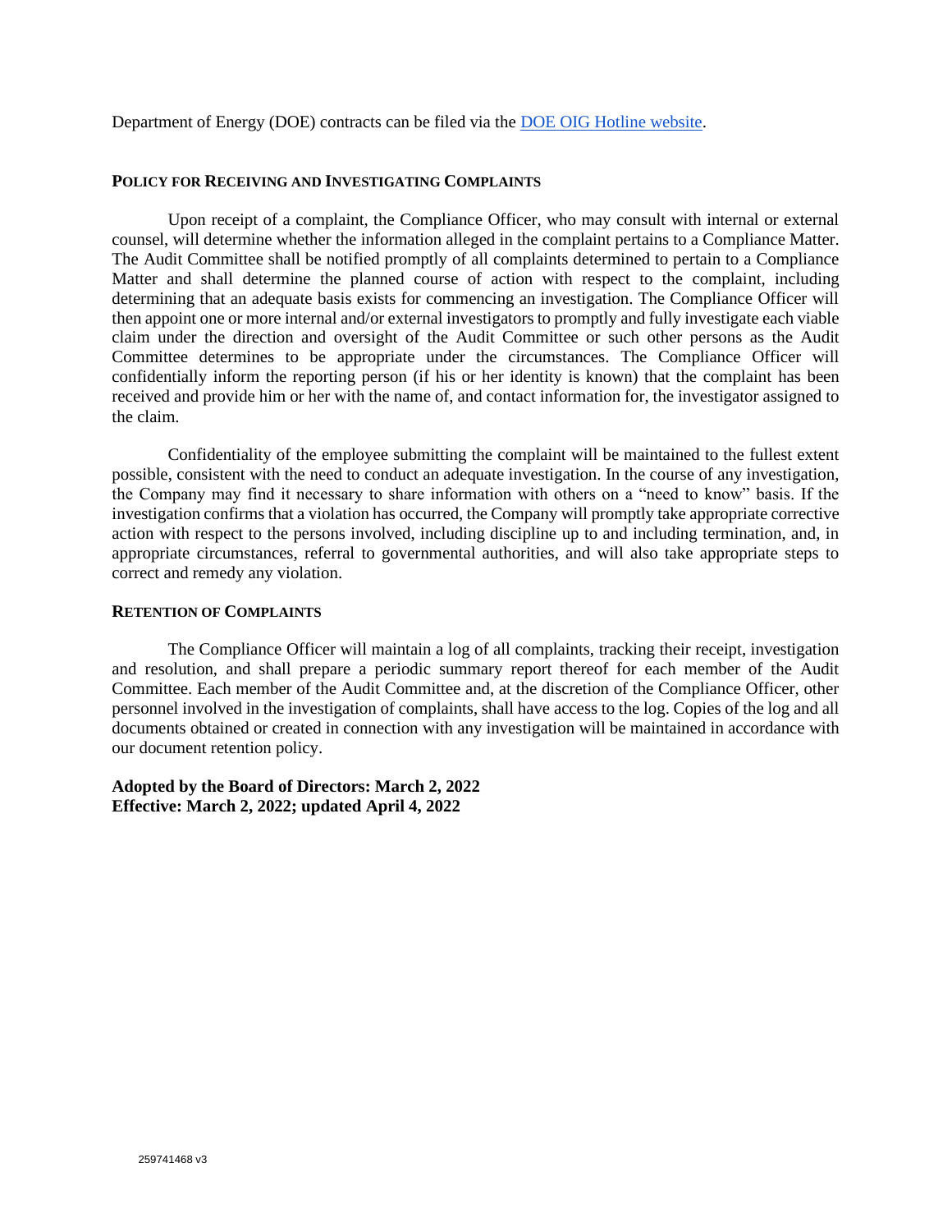Department of Energy (DOE) contracts can be filed via the DOE OIG Hotline website.

**POLICY FOR RECEIVING AND INVESTIGATING COMPLAINTS**

Upon receipt of a complaint, the Compliance Officer, who may consult with internal or external counsel, will determine whether the information alleged in the complaint pertains to a Compliance Matter. The Audit Committee shall be notified promptly of all complaints determined to pertain to a Compliance Matter and shall determine the planned course of action with respect to the complaint, including determining that an adequate basis exists for commencing an investigation. The Compliance Officer will then appoint one or more internal and/or external investigators to promptly and fully investigate each viable claim under the direction and oversight of the Audit Committee or such other persons as the Audit Committee determines to be appropriate under the circumstances. The Compliance Officer will confidentially inform the reporting person (if his or her identity is known) that the complaint has been received and provide him or her with the name of, and contact information for, the investigator assigned to the claim.

Confidentiality of the employee submitting the complaint will be maintained to the fullest extent possible, consistent with the need to conduct an adequate investigation. In the course of any investigation, the Company may find it necessary to share information with others on a "need to know" basis. If the investigation confirms that a violation has occurred, the Company will promptly take appropriate corrective action with respect to the persons involved, including discipline up to and including termination, and, in appropriate circumstances, referral to governmental authorities, and will also take appropriate steps to correct and remedy any violation.

**RETENTION OF COMPLAINTS**

The Compliance Officer will maintain a log of all complaints, tracking their receipt, investigation and resolution, and shall prepare a periodic summary report thereof for each member of the Audit Committee. Each member of the Audit Committee and, at the discretion of the Compliance Officer, other personnel involved in the investigation of complaints, shall have access to the log. Copies of the log and all documents obtained or created in connection with any investigation will be maintained in accordance with our document retention policy.

**Adopted by the Board of Directors: March 2, 2022**
**Effective: March 2, 2022; updated April 4, 2022**

259741468 v3